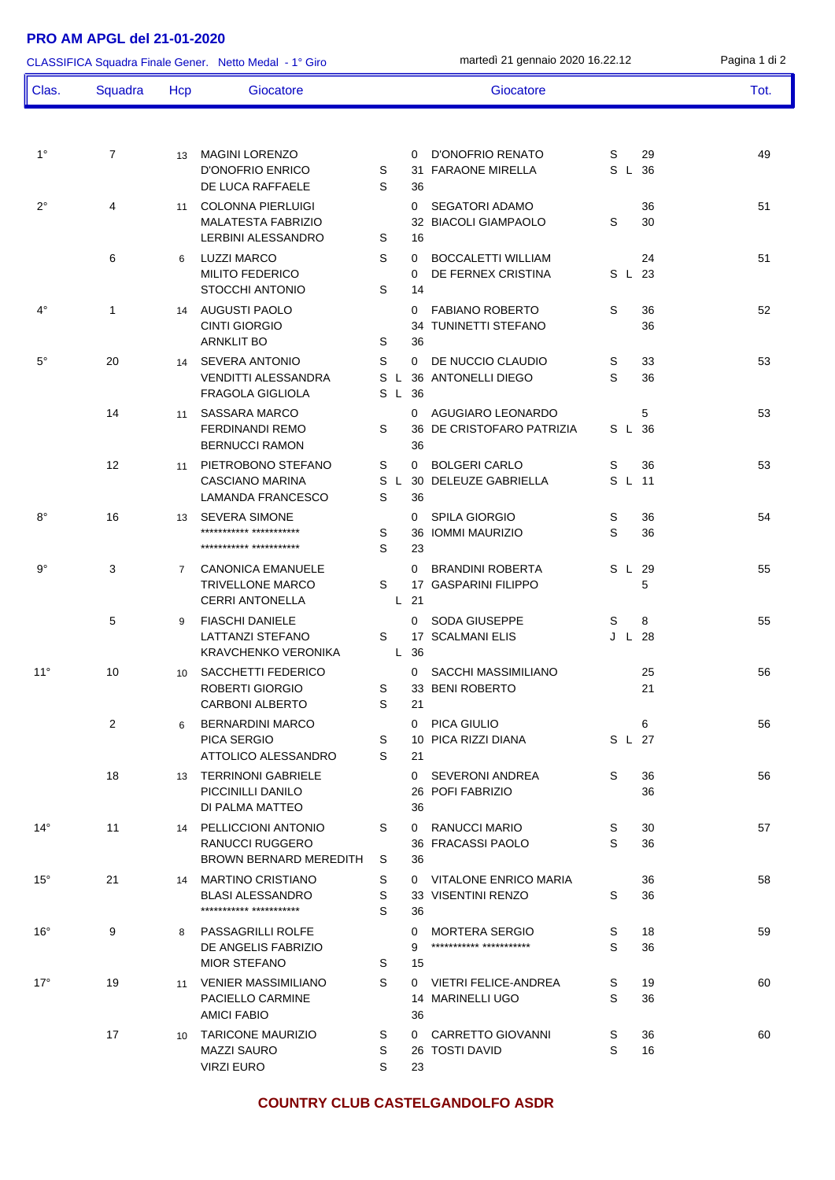# PRO AM APGL del 21-01-2020

CLASSIFICA Squadra Finale Gener. Netto Medal - 1° Giro — martedì 21 gennaio 2020 16.22.12

| Clas. | Squadra | Hcp | Giocatore | | | Giocatore | | | Tot. |
|---|---|---|---|---|---|---|---|---|---|
| 1° | 7 | 13 | MAGINI LORENZO | | 0 | D'ONOFRIO RENATO | S | 29 | 49 |
| | | | D'ONOFRIO ENRICO | S | 31 | FARAONE MIRELLA | S L | 36 | |
| | | | DE LUCA RAFFAELE | S | 36 | | | | |
| 2° | 4 | 11 | COLONNA PIERLUIGI | | 0 | SEGATORI ADAMO | | 36 | 51 |
| | | | MALATESTA FABRIZIO | | 32 | BIACOLI GIAMPAOLO | S | 30 | |
| | | | LERBINI ALESSANDRO | S | 16 | | | | |
| | 6 | 6 | LUZZI MARCO | S | 0 | BOCCALETTI WILLIAM | | 24 | 51 |
| | | | MILITO FEDERICO | | 0 | DE FERNEX CRISTINA | S L | 23 | |
| | | | STOCCHI ANTONIO | S | 14 | | | | |
| 4° | 1 | 14 | AUGUSTI PAOLO | | 0 | FABIANO ROBERTO | S | 36 | 52 |
| | | | CINTI GIORGIO | | 34 | TUNINETTI STEFANO | | 36 | |
| | | | ARNKLIT BO | S | 36 | | | | |
| 5° | 20 | 14 | SEVERA ANTONIO | S | 0 | DE NUCCIO CLAUDIO | S | 33 | 53 |
| | | | VENDITTI ALESSANDRA | S L | 36 | ANTONELLI DIEGO | S | 36 | |
| | | | FRAGOLA GIGLIOLA | S L | 36 | | | | |
| | 14 | 11 | SASSARA MARCO | | 0 | AGUGIARO LEONARDO | | 5 | 53 |
| | | | FERDINANDI REMO | S | 36 | DE CRISTOFARO PATRIZIA | S L | 36 | |
| | | | BERNUCCI RAMON | | 36 | | | | |
| | 12 | 11 | PIETROBONO STEFANO | S | 0 | BOLGERI CARLO | S | 36 | 53 |
| | | | CASCIANO MARINA | S L | 30 | DELEUZE GABRIELLA | S L | 11 | |
| | | | LAMANDA FRANCESCO | S | 36 | | | | |
| 8° | 16 | 13 | SEVERA SIMONE | | 0 | SPILA GIORGIO | S | 36 | 54 |
| | | | *********** *********** | S | 36 | IOMMI MAURIZIO | S | 36 | |
| | | | *********** *********** | S | 23 | | | | |
| 9° | 3 | 7 | CANONICA EMANUELE | | 0 | BRANDINI ROBERTA | S L | 29 | 55 |
| | | | TRIVELLONE MARCO | S | 17 | GASPARINI FILIPPO | | 5 | |
| | | | CERRI ANTONELLA | L | 21 | | | | |
| | 5 | 9 | FIASCHI DANIELE | | 0 | SODA GIUSEPPE | S | 8 | 55 |
| | | | LATTANZI STEFANO | S | 17 | SCALMANI ELIS | J L | 28 | |
| | | | KRAVCHENKO VERONIKA | L | 36 | | | | |
| 11° | 10 | 10 | SACCHETTI FEDERICO | | 0 | SACCHI MASSIMILIANO | | 25 | 56 |
| | | | ROBERTI GIORGIO | S | 33 | BENI ROBERTO | | 21 | |
| | | | CARBONI ALBERTO | S | 21 | | | | |
| | 2 | 6 | BERNARDINI MARCO | | 0 | PICA GIULIO | | 6 | 56 |
| | | | PICA SERGIO | S | 10 | PICA RIZZI DIANA | S L | 27 | |
| | | | ATTOLICO ALESSANDRO | S | 21 | | | | |
| | 18 | 13 | TERRINONI GABRIELE | | 0 | SEVERONI ANDREA | S | 36 | 56 |
| | | | PICCINILLI DANILO | | 26 | POFI FABRIZIO | | 36 | |
| | | | DI PALMA MATTEO | | 36 | | | | |
| 14° | 11 | 14 | PELLICCIONI ANTONIO | S | 0 | RANUCCI MARIO | S | 30 | 57 |
| | | | RANUCCI RUGGERO | | 36 | FRACASSI PAOLO | S | 36 | |
| | | | BROWN BERNARD MEREDITH | S | 36 | | | | |
| 15° | 21 | 14 | MARTINO CRISTIANO | S | 0 | VITALONE ENRICO MARIA | | 36 | 58 |
| | | | BLASI ALESSANDRO | S | 33 | VISENTINI RENZO | S | 36 | |
| | | | *********** *********** | S | 36 | | | | |
| 16° | 9 | 8 | PASSAGRILLI ROLFE | | 0 | MORTERA SERGIO | S | 18 | 59 |
| | | | DE ANGELIS FABRIZIO | | 9 | *********** *********** | S | 36 | |
| | | | MIOR STEFANO | S | 15 | | | | |
| 17° | 19 | 11 | VENIER MASSIMILIANO | S | 0 | VIETRI FELICE-ANDREA | S | 19 | 60 |
| | | | PACIELLO CARMINE | | 14 | MARINELLI UGO | S | 36 | |
| | | | AMICI FABIO | | 36 | | | | |
| | 17 | 10 | TARICONE MAURIZIO | S | 0 | CARRETTO GIOVANNI | S | 36 | 60 |
| | | | MAZZI SAURO | S | 26 | TOSTI DAVID | S | 16 | |
| | | | VIRZI EURO | S | 23 | | | | |

**COUNTRY CLUB CASTELGANDOLFO ASDR**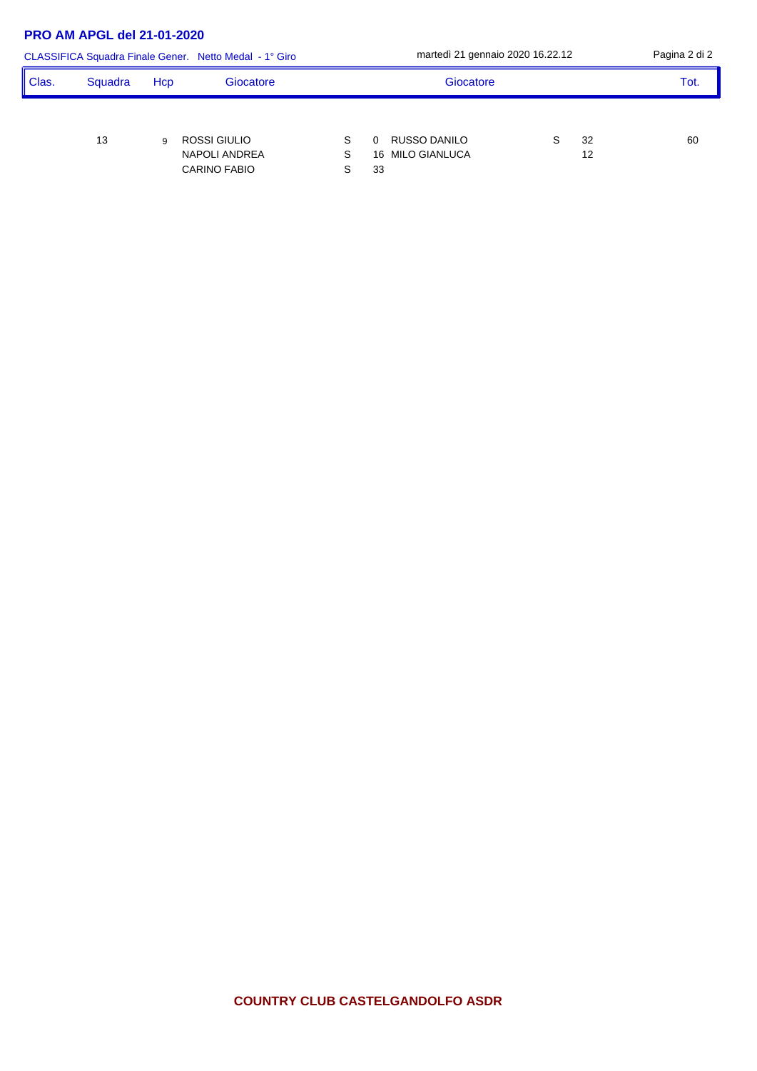| Clas. | Squadra | Hcp | Giocatore | | | Giocatore | | | Tot. |
|---|---|---|---|---|---|---|---|---|---|
| | 13 | 9 | ROSSI GIULIO | S | 0 | RUSSO DANILO | S | 32 | 60 |
| | | | NAPOLI ANDREA | S | 16 | MILO GIANLUCA | | 12 | |
| | | | CARINO FABIO | S | 33 | | | | |